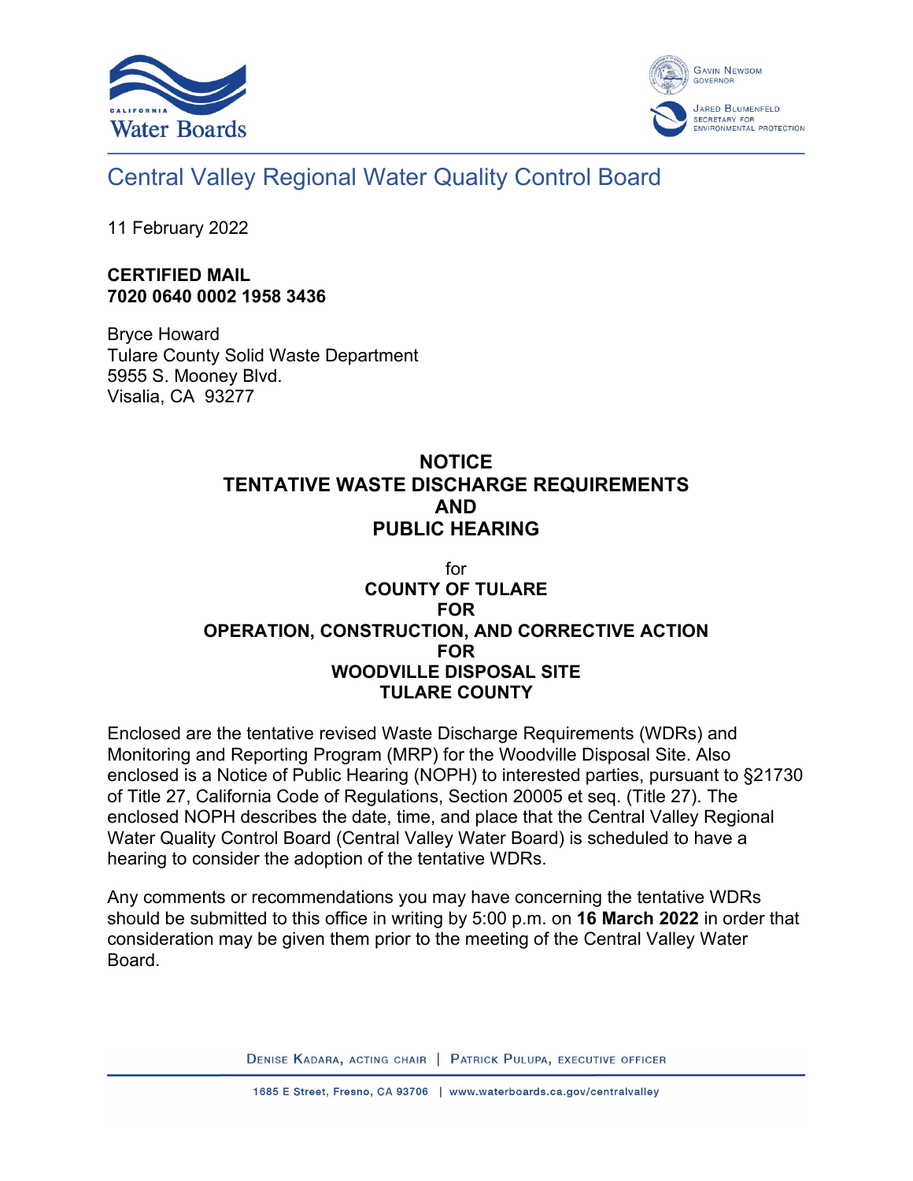# Central Valley Regional Water Quality Control Board

11 February 2022

**CERTIFIED MAIL**
**7020 0640 0002 1958 3436**

Bryce Howard
Tulare County Solid Waste Department
5955 S. Mooney Blvd.
Visalia, CA 93277

**NOTICE**
**TENTATIVE WASTE DISCHARGE REQUIREMENTS**
**AND**
**PUBLIC HEARING**

for
**COUNTY OF TULARE**
**FOR**
**OPERATION, CONSTRUCTION, AND CORRECTIVE ACTION**
**FOR**
**WOODVILLE DISPOSAL SITE**
**TULARE COUNTY**

Enclosed are the tentative revised Waste Discharge Requirements (WDRs) and Monitoring and Reporting Program (MRP) for the Woodville Disposal Site. Also enclosed is a Notice of Public Hearing (NOPH) to interested parties, pursuant to §21730 of Title 27, California Code of Regulations, Section 20005 et seq. (Title 27). The enclosed NOPH describes the date, time, and place that the Central Valley Regional Water Quality Control Board (Central Valley Water Board) is scheduled to have a hearing to consider the adoption of the tentative WDRs.

Any comments or recommendations you may have concerning the tentative WDRs should be submitted to this office in writing by 5:00 p.m. on **16 March 2022** in order that consideration may be given them prior to the meeting of the Central Valley Water Board.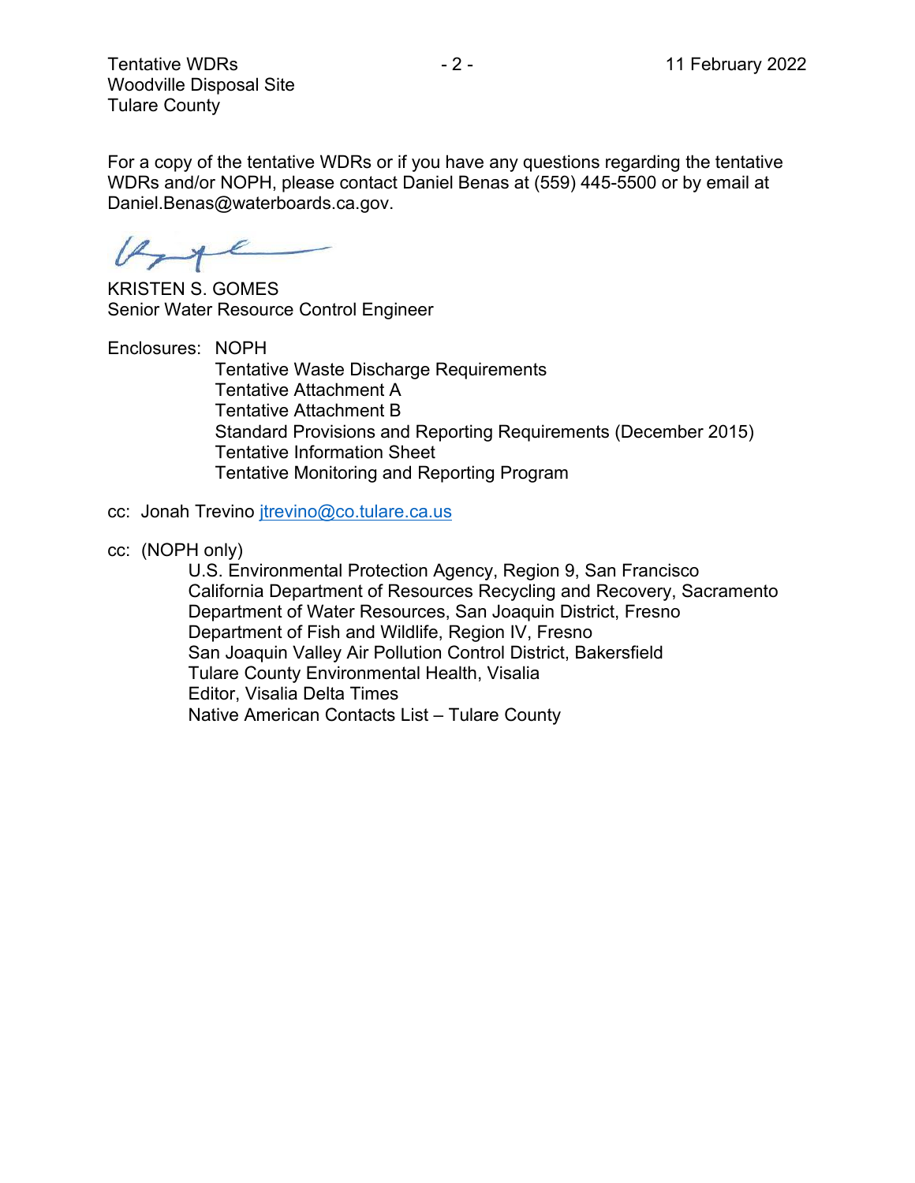For a copy of the tentative WDRs or if you have any questions regarding the tentative WDRs and/or NOPH, please contact Daniel Benas at (559) 445-5500 or by email at Daniel.Benas@waterboards.ca.gov.

KRISTEN S. GOMES
Senior Water Resource Control Engineer

Enclosures: NOPH
Tentative Waste Discharge Requirements
Tentative Attachment A
Tentative Attachment B
Standard Provisions and Reporting Requirements (December 2015)
Tentative Information Sheet
Tentative Monitoring and Reporting Program

cc: Jonah Trevino jtrevino@co.tulare.ca.us

cc: (NOPH only)
U.S. Environmental Protection Agency, Region 9, San Francisco
California Department of Resources Recycling and Recovery, Sacramento
Department of Water Resources, San Joaquin District, Fresno
Department of Fish and Wildlife, Region IV, Fresno
San Joaquin Valley Air Pollution Control District, Bakersfield
Tulare County Environmental Health, Visalia
Editor, Visalia Delta Times
Native American Contacts List – Tulare County